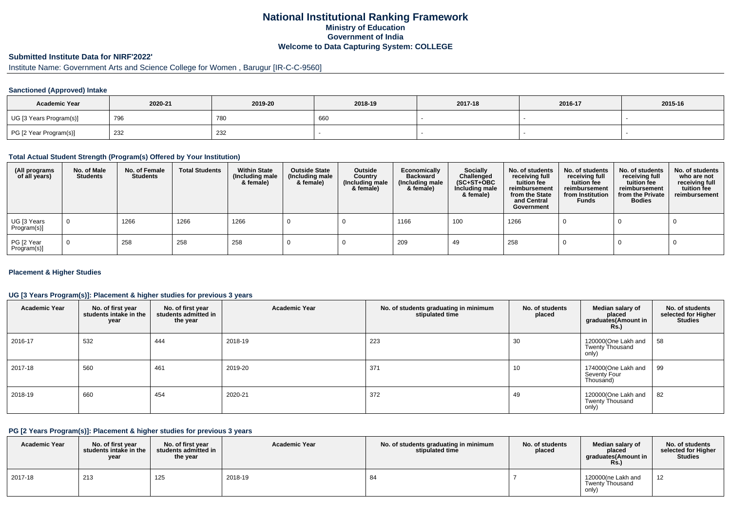# National Institutional Ranking Framework

## Ministry of Education

## Government of India

## Welcome to Data Capturing System: COLLEGE

### Submitted Institute Data for NIRF'2022'

Institute Name: Government Arts and Science College for Women , Barugur [IR-C-C-9560]

#### Sanctioned (Approved) Intake

| Academic Year | 2020-21 | 2019-20 | 2018-19 | 2017-18 | 2016-17 | 2015-16 |
|---|---|---|---|---|---|---|
| UG [3 Years Program(s)] | 796 | 780 | 660 | - | - | - |
| PG [2 Year Program(s)] | 232 | 232 | - | - | - | - |

#### Total Actual Student Strength (Program(s) Offered by Your Institution)

| (All programs of all years) | No. of Male Students | No. of Female Students | Total Students | Within State (Including male & female) | Outside State (Including male & female) | Outside Country (Including male & female) | Economically Backward (Including male & female) | Socially Challenged (SC+ST+OBC Including male & female) | No. of students receiving full tuition fee reimbursement from the State and Central Government | No. of students receiving full tuition fee reimbursement from Institution Funds | No. of students receiving full tuition fee reimbursement from the Private Bodies | No. of students who are not receiving full tuition fee reimbursement |
|---|---|---|---|---|---|---|---|---|---|---|---|---|
| UG [3 Years Program(s)] | 0 | 1266 | 1266 | 1266 | 0 | 0 | 1166 | 100 | 1266 | 0 | 0 | 0 |
| PG [2 Year Program(s)] | 0 | 258 | 258 | 258 | 0 | 0 | 209 | 49 | 258 | 0 | 0 | 0 |

#### Placement & Higher Studies

#### UG [3 Years Program(s)]: Placement & higher studies for previous 3 years

| Academic Year | No. of first year students intake in the year | No. of first year students admitted in the year | Academic Year | No. of students graduating in minimum stipulated time | No. of students placed | Median salary of placed graduates(Amount in Rs.) | No. of students selected for Higher Studies |
|---|---|---|---|---|---|---|---|
| 2016-17 | 532 | 444 | 2018-19 | 223 | 30 | 120000(One Lakh and Twenty Thousand only) | 58 |
| 2017-18 | 560 | 461 | 2019-20 | 371 | 10 | 174000(One Lakh and Seventy Four Thousand) | 99 |
| 2018-19 | 660 | 454 | 2020-21 | 372 | 49 | 120000(One Lakh and Twenty Thousand only) | 82 |

#### PG [2 Years Program(s)]: Placement & higher studies for previous 3 years

| Academic Year | No. of first year students intake in the year | No. of first year students admitted in the year | Academic Year | No. of students graduating in minimum stipulated time | No. of students placed | Median salary of placed graduates(Amount in Rs.) | No. of students selected for Higher Studies |
|---|---|---|---|---|---|---|---|
| 2017-18 | 213 | 125 | 2018-19 | 84 | 7 | 120000(ne Lakh and Twenty Thousand only) | 12 |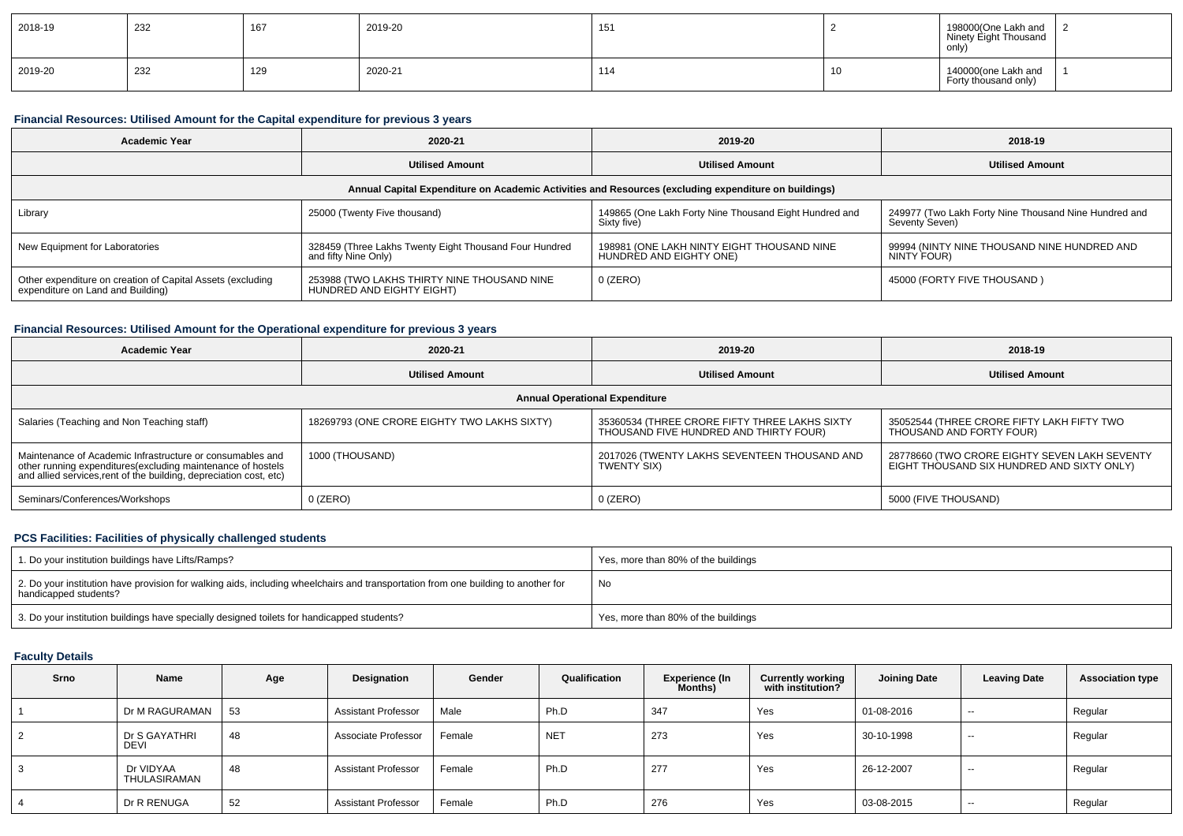| 2018-19 | 232 | 167 | 2019-20 | 151 | 2 | 198000(One Lakh and Ninety Eight Thousand only) | 2 |
|---|---|---|---|---|---|---|---|
| 2019-20 | 232 | 129 | 2020-21 | 114 | 10 | 140000(one Lakh and Forty thousand only) | 1 |

### Financial Resources: Utilised Amount for the Capital expenditure for previous 3 years

| Academic Year | 2020-21 | 2019-20 | 2018-19 |
|---|---|---|---|
| | Utilised Amount | Utilised Amount | Utilised Amount |
| Annual Capital Expenditure on Academic Activities and Resources (excluding expenditure on buildings) | | | |
| Library | 25000 (Twenty Five thousand) | 149865 (One Lakh Forty Nine Thousand Eight Hundred and Sixty five) | 249977 (Two Lakh Forty Nine Thousand Nine Hundred and Seventy Seven) |
| New Equipment for Laboratories | 328459 (Three Lakhs Twenty Eight Thousand Four Hundred and fifty Nine Only) | 198981 (ONE LAKH NINTY EIGHT THOUSAND NINE HUNDRED AND EIGHTY ONE) | 99994 (NINTY NINE THOUSAND NINE HUNDRED AND NINTY FOUR) |
| Other expenditure on creation of Capital Assets (excluding expenditure on Land and Building) | 253988 (TWO LAKHS THIRTY NINE THOUSAND NINE HUNDRED AND EIGHTY EIGHT) | 0 (ZERO) | 45000 (FORTY FIVE THOUSAND ) |

### Financial Resources: Utilised Amount for the Operational expenditure for previous 3 years

| Academic Year | 2020-21 | 2019-20 | 2018-19 |
|---|---|---|---|
| | Utilised Amount | Utilised Amount | Utilised Amount |
| Annual Operational Expenditure | | | |
| Salaries (Teaching and Non Teaching staff) | 18269793 (ONE CRORE EIGHTY TWO LAKHS SIXTY) | 35360534 (THREE CRORE FIFTY THREE LAKHS SIXTY THOUSAND FIVE HUNDRED AND THIRTY FOUR) | 35052544 (THREE CRORE FIFTY LAKH FIFTY TWO THOUSAND AND FORTY FOUR) |
| Maintenance of Academic Infrastructure or consumables and other running expenditures(excluding maintenance of hostels and allied services,rent of the building, depreciation cost, etc) | 1000 (THOUSAND) | 2017026 (TWENTY LAKHS SEVENTEEN THOUSAND AND TWENTY SIX) | 28778660 (TWO CRORE EIGHTY SEVEN LAKH SEVENTY EIGHT THOUSAND SIX HUNDRED AND SIXTY ONLY) |
| Seminars/Conferences/Workshops | 0 (ZERO) | 0 (ZERO) | 5000 (FIVE THOUSAND) |

### PCS Facilities: Facilities of physically challenged students

| | |
|---|---|
| 1. Do your institution buildings have Lifts/Ramps? | Yes, more than 80% of the buildings |
| 2. Do your institution have provision for walking aids, including wheelchairs and transportation from one building to another for handicapped students? | No |
| 3. Do your institution buildings have specially designed toilets for handicapped students? | Yes, more than 80% of the buildings |

### Faculty Details

| Srno | Name | Age | Designation | Gender | Qualification | Experience (In Months) | Currently working with institution? | Joining Date | Leaving Date | Association type |
|---|---|---|---|---|---|---|---|---|---|---|
| 1 | Dr M RAGURAMAN | 53 | Assistant Professor | Male | Ph.D | 347 | Yes | 01-08-2016 | -- | Regular |
| 2 | Dr S GAYATHRI DEVI | 48 | Associate Professor | Female | NET | 273 | Yes | 30-10-1998 | -- | Regular |
| 3 | Dr VIDYAA THULASIRAMAN | 48 | Assistant Professor | Female | Ph.D | 277 | Yes | 26-12-2007 | -- | Regular |
| 4 | Dr R RENUGA | 52 | Assistant Professor | Female | Ph.D | 276 | Yes | 03-08-2015 | -- | Regular |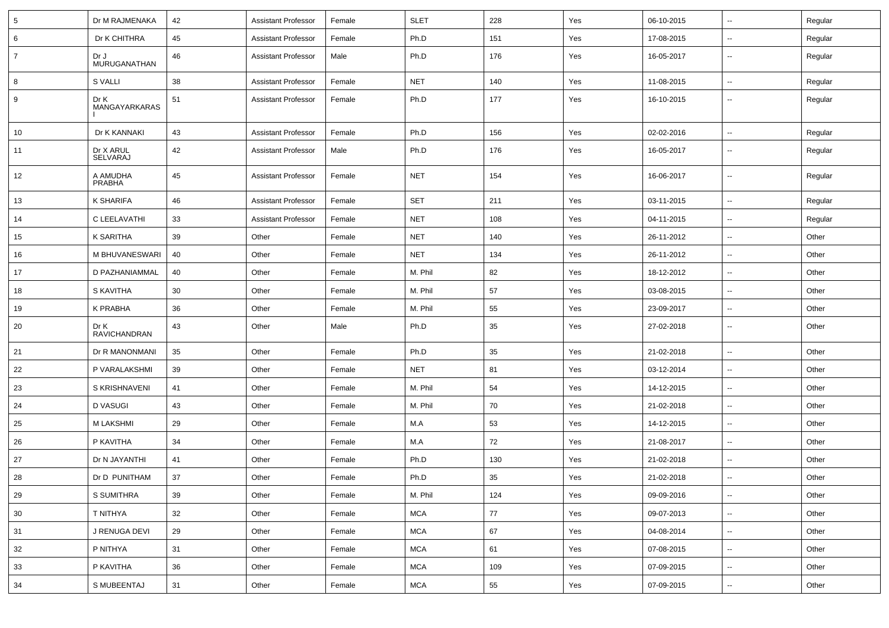| 5 | Dr M RAJMENAKA | 42 | Assistant Professor | Female | SLET | 228 | Yes | 06-10-2015 | -- | Regular |
|---|---|---|---|---|---|---|---|---|---|---|
| 6 | Dr K CHITHRA | 45 | Assistant Professor | Female | Ph.D | 151 | Yes | 17-08-2015 | -- | Regular |
| 7 | Dr J MURUGANATHAN | 46 | Assistant Professor | Male | Ph.D | 176 | Yes | 16-05-2017 | -- | Regular |
| 8 | S VALLI | 38 | Assistant Professor | Female | NET | 140 | Yes | 11-08-2015 | -- | Regular |
| 9 | Dr K MANGAYARKARASI | 51 | Assistant Professor | Female | Ph.D | 177 | Yes | 16-10-2015 | -- | Regular |
| 10 | Dr K KANNAKI | 43 | Assistant Professor | Female | Ph.D | 156 | Yes | 02-02-2016 | -- | Regular |
| 11 | Dr X ARUL SELVARAJ | 42 | Assistant Professor | Male | Ph.D | 176 | Yes | 16-05-2017 | -- | Regular |
| 12 | A AMUDHA PRABHA | 45 | Assistant Professor | Female | NET | 154 | Yes | 16-06-2017 | -- | Regular |
| 13 | K SHARIFA | 46 | Assistant Professor | Female | SET | 211 | Yes | 03-11-2015 | -- | Regular |
| 14 | C LEELAVATHI | 33 | Assistant Professor | Female | NET | 108 | Yes | 04-11-2015 | -- | Regular |
| 15 | K SARITHA | 39 | Other | Female | NET | 140 | Yes | 26-11-2012 | -- | Other |
| 16 | M BHUVANESWARI | 40 | Other | Female | NET | 134 | Yes | 26-11-2012 | -- | Other |
| 17 | D PAZHANIAMMAL | 40 | Other | Female | M. Phil | 82 | Yes | 18-12-2012 | -- | Other |
| 18 | S KAVITHA | 30 | Other | Female | M. Phil | 57 | Yes | 03-08-2015 | -- | Other |
| 19 | K PRABHA | 36 | Other | Female | M. Phil | 55 | Yes | 23-09-2017 | -- | Other |
| 20 | Dr K RAVICHANDRAN | 43 | Other | Male | Ph.D | 35 | Yes | 27-02-2018 | -- | Other |
| 21 | Dr R MANONMANI | 35 | Other | Female | Ph.D | 35 | Yes | 21-02-2018 | -- | Other |
| 22 | P VARALAKSHMI | 39 | Other | Female | NET | 81 | Yes | 03-12-2014 | -- | Other |
| 23 | S KRISHNAVENI | 41 | Other | Female | M. Phil | 54 | Yes | 14-12-2015 | -- | Other |
| 24 | D VASUGI | 43 | Other | Female | M. Phil | 70 | Yes | 21-02-2018 | -- | Other |
| 25 | M LAKSHMI | 29 | Other | Female | M.A | 53 | Yes | 14-12-2015 | -- | Other |
| 26 | P KAVITHA | 34 | Other | Female | M.A | 72 | Yes | 21-08-2017 | -- | Other |
| 27 | Dr N JAYANTHI | 41 | Other | Female | Ph.D | 130 | Yes | 21-02-2018 | -- | Other |
| 28 | Dr D PUNITHAM | 37 | Other | Female | Ph.D | 35 | Yes | 21-02-2018 | -- | Other |
| 29 | S SUMITHRA | 39 | Other | Female | M. Phil | 124 | Yes | 09-09-2016 | -- | Other |
| 30 | T NITHYA | 32 | Other | Female | MCA | 77 | Yes | 09-07-2013 | -- | Other |
| 31 | J RENUGA DEVI | 29 | Other | Female | MCA | 67 | Yes | 04-08-2014 | -- | Other |
| 32 | P NITHYA | 31 | Other | Female | MCA | 61 | Yes | 07-08-2015 | -- | Other |
| 33 | P KAVITHA | 36 | Other | Female | MCA | 109 | Yes | 07-09-2015 | -- | Other |
| 34 | S MUBEENTAJ | 31 | Other | Female | MCA | 55 | Yes | 07-09-2015 | -- | Other |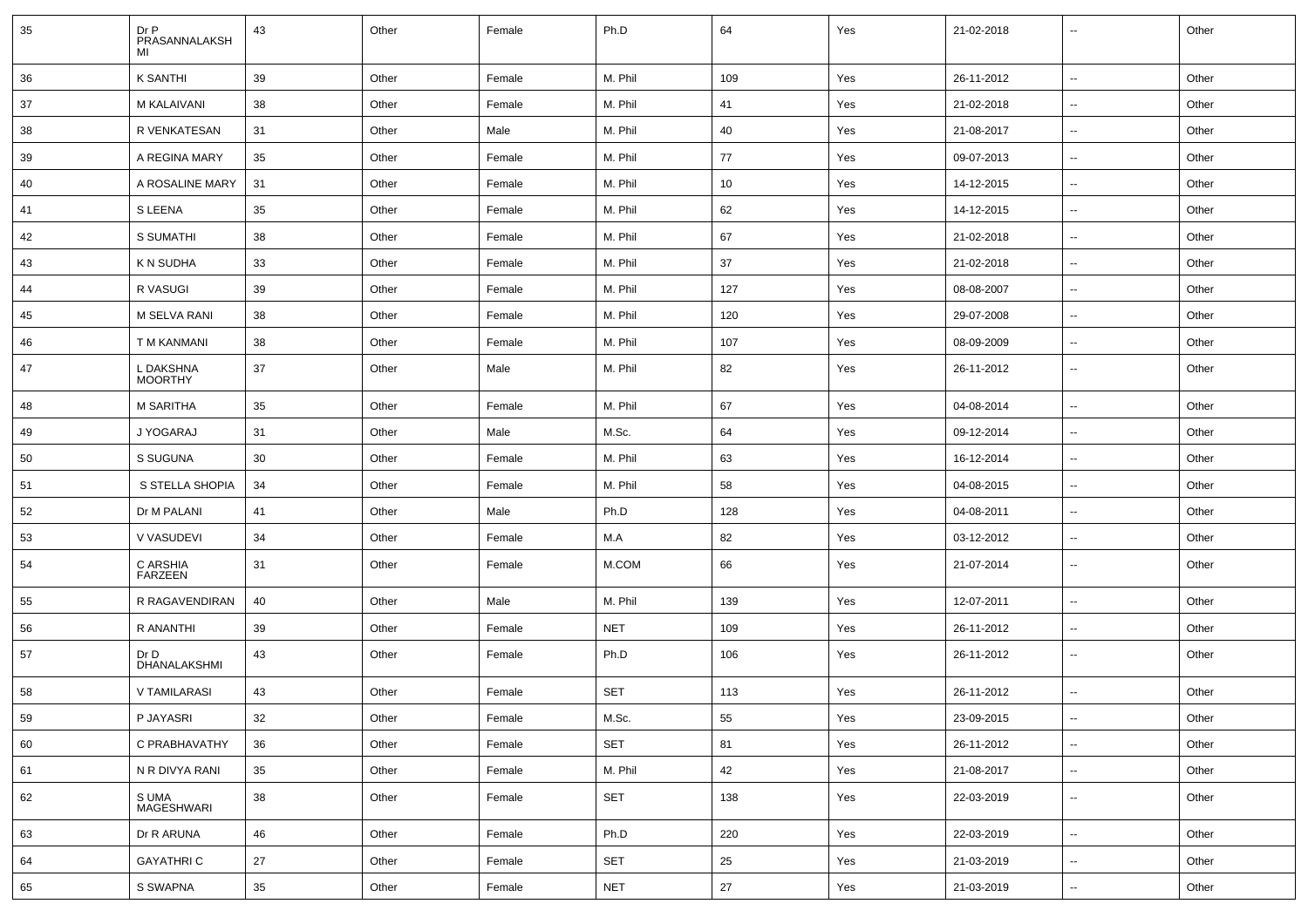| | | | | | | | | | | |
|---|---|---|---|---|---|---|---|---|---|---|
| 35 | Dr P PRASANNALAKSHMI | 43 | Other | Female | Ph.D | 64 | Yes | 21-02-2018 | -- | Other |
| 36 | K SANTHI | 39 | Other | Female | M. Phil | 109 | Yes | 26-11-2012 | -- | Other |
| 37 | M KALAIVANI | 38 | Other | Female | M. Phil | 41 | Yes | 21-02-2018 | -- | Other |
| 38 | R VENKATESAN | 31 | Other | Male | M. Phil | 40 | Yes | 21-08-2017 | -- | Other |
| 39 | A REGINA MARY | 35 | Other | Female | M. Phil | 77 | Yes | 09-07-2013 | -- | Other |
| 40 | A ROSALINE MARY | 31 | Other | Female | M. Phil | 10 | Yes | 14-12-2015 | -- | Other |
| 41 | S LEENA | 35 | Other | Female | M. Phil | 62 | Yes | 14-12-2015 | -- | Other |
| 42 | S SUMATHI | 38 | Other | Female | M. Phil | 67 | Yes | 21-02-2018 | -- | Other |
| 43 | K N SUDHA | 33 | Other | Female | M. Phil | 37 | Yes | 21-02-2018 | -- | Other |
| 44 | R VASUGI | 39 | Other | Female | M. Phil | 127 | Yes | 08-08-2007 | -- | Other |
| 45 | M SELVA RANI | 38 | Other | Female | M. Phil | 120 | Yes | 29-07-2008 | -- | Other |
| 46 | T M KANMANI | 38 | Other | Female | M. Phil | 107 | Yes | 08-09-2009 | -- | Other |
| 47 | L DAKSHNA MOORTHY | 37 | Other | Male | M. Phil | 82 | Yes | 26-11-2012 | -- | Other |
| 48 | M SARITHA | 35 | Other | Female | M. Phil | 67 | Yes | 04-08-2014 | -- | Other |
| 49 | J YOGARAJ | 31 | Other | Male | M.Sc. | 64 | Yes | 09-12-2014 | -- | Other |
| 50 | S SUGUNA | 30 | Other | Female | M. Phil | 63 | Yes | 16-12-2014 | -- | Other |
| 51 | S STELLA SHOPIA | 34 | Other | Female | M. Phil | 58 | Yes | 04-08-2015 | -- | Other |
| 52 | Dr M PALANI | 41 | Other | Male | Ph.D | 128 | Yes | 04-08-2011 | -- | Other |
| 53 | V VASUDEVI | 34 | Other | Female | M.A | 82 | Yes | 03-12-2012 | -- | Other |
| 54 | C ARSHIA FARZEEN | 31 | Other | Female | M.COM | 66 | Yes | 21-07-2014 | -- | Other |
| 55 | R RAGAVENDIRAN | 40 | Other | Male | M. Phil | 139 | Yes | 12-07-2011 | -- | Other |
| 56 | R ANANTHI | 39 | Other | Female | NET | 109 | Yes | 26-11-2012 | -- | Other |
| 57 | Dr D DHANALAKSHMI | 43 | Other | Female | Ph.D | 106 | Yes | 26-11-2012 | -- | Other |
| 58 | V TAMILARASI | 43 | Other | Female | SET | 113 | Yes | 26-11-2012 | -- | Other |
| 59 | P JAYASRI | 32 | Other | Female | M.Sc. | 55 | Yes | 23-09-2015 | -- | Other |
| 60 | C PRABHAVATHY | 36 | Other | Female | SET | 81 | Yes | 26-11-2012 | -- | Other |
| 61 | N R DIVYA RANI | 35 | Other | Female | M. Phil | 42 | Yes | 21-08-2017 | -- | Other |
| 62 | S UMA MAGESHWARI | 38 | Other | Female | SET | 138 | Yes | 22-03-2019 | -- | Other |
| 63 | Dr R ARUNA | 46 | Other | Female | Ph.D | 220 | Yes | 22-03-2019 | -- | Other |
| 64 | GAYATHRI C | 27 | Other | Female | SET | 25 | Yes | 21-03-2019 | -- | Other |
| 65 | S SWAPNA | 35 | Other | Female | NET | 27 | Yes | 21-03-2019 | -- | Other |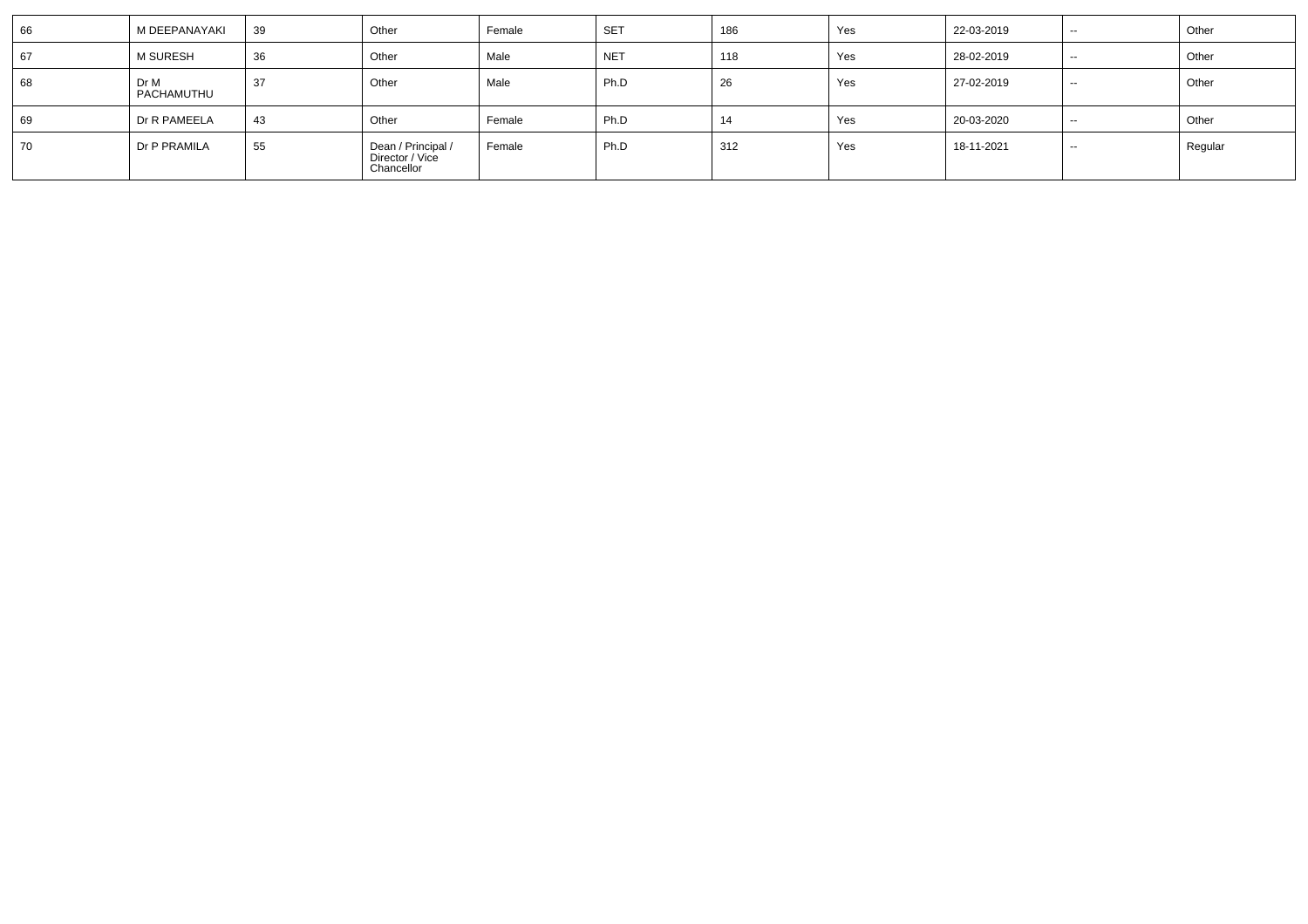| | | | | | | | | | | |
|---|---|---|---|---|---|---|---|---|---|---|
| 66 | M DEEPANAYAKI | 39 | Other | Female | SET | 186 | Yes | 22-03-2019 | -- | Other |
| 67 | M SURESH | 36 | Other | Male | NET | 118 | Yes | 28-02-2019 | -- | Other |
| 68 | Dr M PACHAMUTHU | 37 | Other | Male | Ph.D | 26 | Yes | 27-02-2019 | -- | Other |
| 69 | Dr R PAMEELA | 43 | Other | Female | Ph.D | 14 | Yes | 20-03-2020 | -- | Other |
| 70 | Dr P PRAMILA | 55 | Dean / Principal / Director / Vice Chancellor | Female | Ph.D | 312 | Yes | 18-11-2021 | -- | Regular |